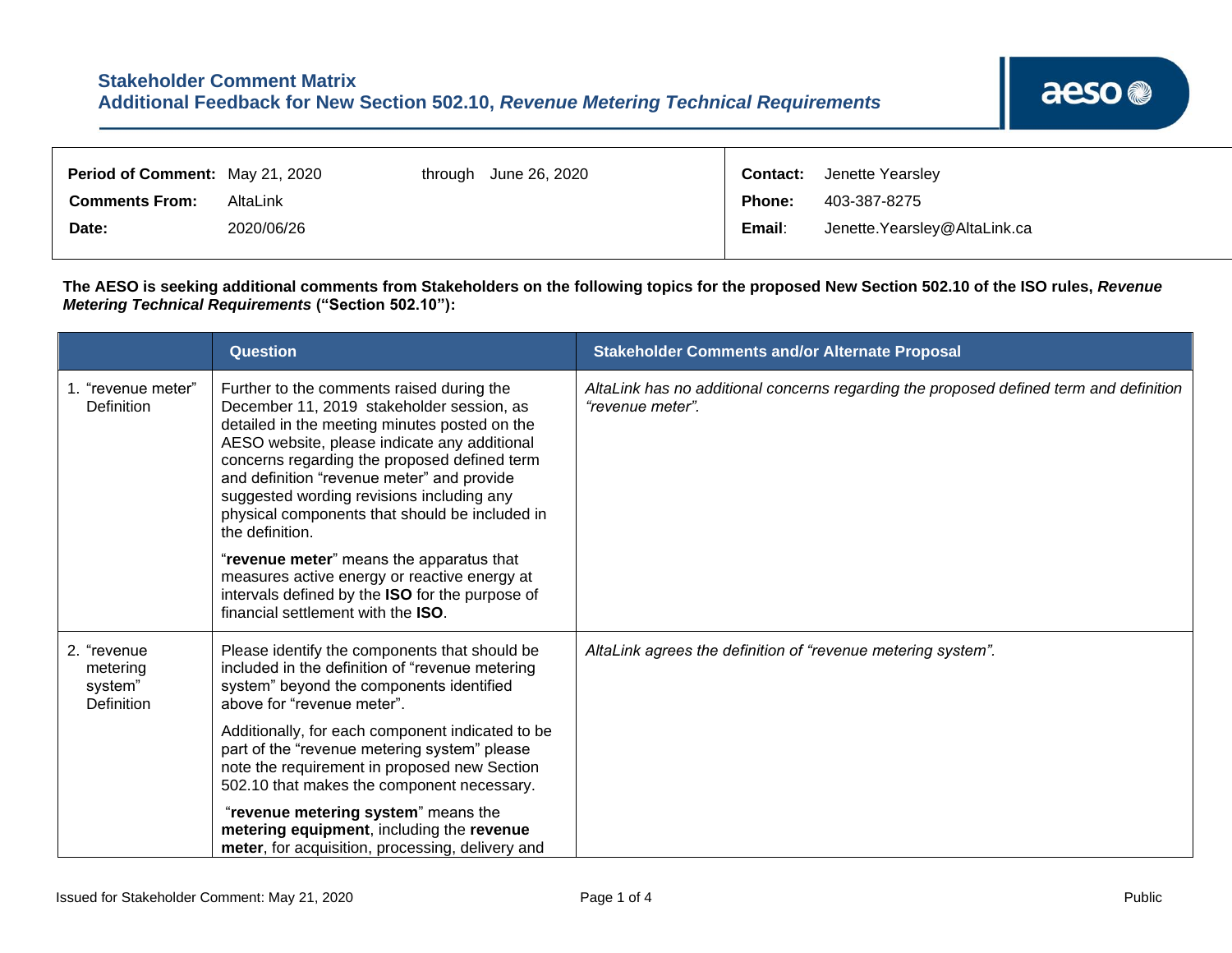# Stakeholder Comment Matrix
## Additional Feedback for New Section 502.10, *Revenue Metering Technical Requirements*

| | | | |
|---|---|---|---|
| **Period of Comment:** | May 21, 2020 through June 26, 2020 | **Contact:** | Jenette Yearsley |
| **Comments From:** | AltaLink | **Phone:** | 403-387-8275 |
| **Date:** | 2020/06/26 | **Email:** | Jenette.Yearsley@AltaLink.ca |

**The AESO is seeking additional comments from Stakeholders on the following topics for the proposed New Section 502.10 of the ISO rules, *Revenue Metering Technical Requirements* ("Section 502.10"):**

| | Question | Stakeholder Comments and/or Alternate Proposal |
|---|---|---|
| 1. "revenue meter" Definition | Further to the comments raised during the December 11, 2019 stakeholder session, as detailed in the meeting minutes posted on the AESO website, please indicate any additional concerns regarding the proposed defined term and definition "revenue meter" and provide suggested wording revisions including any physical components that should be included in the definition.<br><br>"**revenue meter**" means the apparatus that measures active energy or reactive energy at intervals defined by the **ISO** for the purpose of financial settlement with the **ISO**. | *AltaLink has no additional concerns regarding the proposed defined term and definition "revenue meter".* |
| 2. "revenue metering system" Definition | Please identify the components that should be included in the definition of "revenue metering system" beyond the components identified above for "revenue meter".<br><br>Additionally, for each component indicated to be part of the "revenue metering system" please note the requirement in proposed new Section 502.10 that makes the component necessary.<br><br>"**revenue metering system**" means the **metering equipment**, including the **revenue meter**, for acquisition, processing, delivery and | *AltaLink agrees the definition of "revenue metering system".* |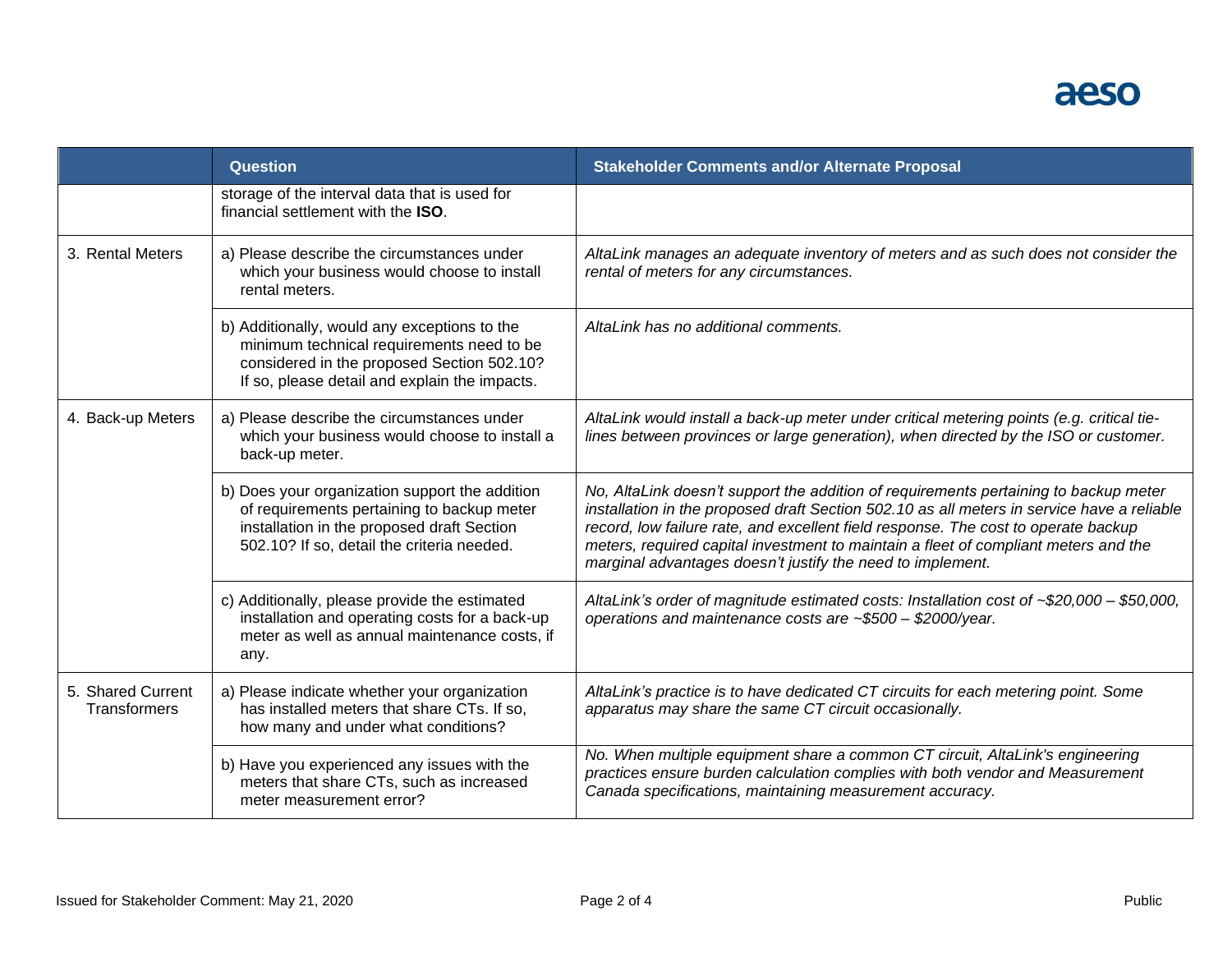| | Question | Stakeholder Comments and/or Alternate Proposal |
|---|---|---|
| | storage of the interval data that is used for financial settlement with the **ISO**. | |
| 3. Rental Meters | a) Please describe the circumstances under which your business would choose to install rental meters. | *AltaLink manages an adequate inventory of meters and as such does not consider the rental of meters for any circumstances.* |
| | b) Additionally, would any exceptions to the minimum technical requirements need to be considered in the proposed Section 502.10? If so, please detail and explain the impacts. | *AltaLink has no additional comments.* |
| 4. Back-up Meters | a) Please describe the circumstances under which your business would choose to install a back-up meter. | *AltaLink would install a back-up meter under critical metering points (e.g. critical tie-lines between provinces or large generation), when directed by the ISO or customer.* |
| | b) Does your organization support the addition of requirements pertaining to backup meter installation in the proposed draft Section 502.10? If so, detail the criteria needed. | *No, AltaLink doesn't support the addition of requirements pertaining to backup meter installation in the proposed draft Section 502.10 as all meters in service have a reliable record, low failure rate, and excellent field response. The cost to operate backup meters, required capital investment to maintain a fleet of compliant meters and the marginal advantages doesn't justify the need to implement.* |
| | c) Additionally, please provide the estimated installation and operating costs for a back-up meter as well as annual maintenance costs, if any. | *AltaLink's order of magnitude estimated costs: Installation cost of ~$20,000 – $50,000, operations and maintenance costs are ~$500 – $2000/year.* |
| 5. Shared Current Transformers | a) Please indicate whether your organization has installed meters that share CTs. If so, how many and under what conditions? | *AltaLink's practice is to have dedicated CT circuits for each metering point. Some apparatus may share the same CT circuit occasionally.* |
| | b) Have you experienced any issues with the meters that share CTs, such as increased meter measurement error? | *No. When multiple equipment share a common CT circuit, AltaLink's engineering practices ensure burden calculation complies with both vendor and Measurement Canada specifications, maintaining measurement accuracy.* |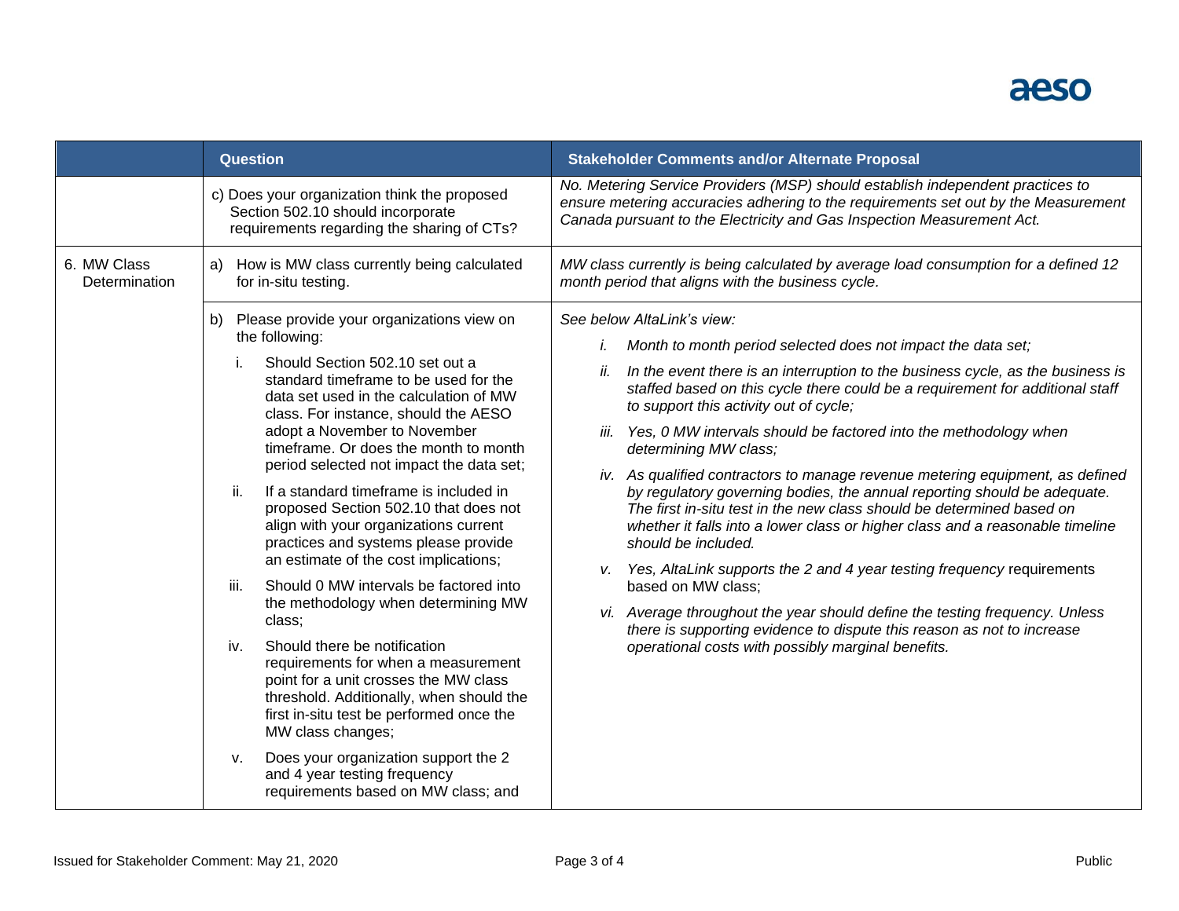| | Question | Stakeholder Comments and/or Alternate Proposal |
|---|---|---|
| | c) Does your organization think the proposed Section 502.10 should incorporate requirements regarding the sharing of CTs? | *No. Metering Service Providers (MSP) should establish independent practices to ensure metering accuracies adhering to the requirements set out by the Measurement Canada pursuant to the Electricity and Gas Inspection Measurement Act.* |
| 6. MW Class Determination | a) How is MW class currently being calculated for in-situ testing. | *MW class currently is being calculated by average load consumption for a defined 12 month period that aligns with the business cycle.* |
| | b) Please provide your organizations view on the following:<br>i. Should Section 502.10 set out a standard timeframe to be used for the data set used in the calculation of MW class. For instance, should the AESO adopt a November to November timeframe. Or does the month to month period selected not impact the data set;<br>ii. If a standard timeframe is included in proposed Section 502.10 that does not align with your organizations current practices and systems please provide an estimate of the cost implications;<br>iii. Should 0 MW intervals be factored into the methodology when determining MW class;<br>iv. Should there be notification requirements for when a measurement point for a unit crosses the MW class threshold. Additionally, when should the first in-situ test be performed once the MW class changes;<br>v. Does your organization support the 2 and 4 year testing frequency requirements based on MW class; and | *See below AltaLink's view:*<br>*i. Month to month period selected does not impact the data set;*<br>*ii. In the event there is an interruption to the business cycle, as the business is staffed based on this cycle there could be a requirement for additional staff to support this activity out of cycle;*<br>*iii. Yes, 0 MW intervals should be factored into the methodology when determining MW class;*<br>*iv. As qualified contractors to manage revenue metering equipment, as defined by regulatory governing bodies, the annual reporting should be adequate. The first in-situ test in the new class should be determined based on whether it falls into a lower class or higher class and a reasonable timeline should be included.*<br>*v. Yes, AltaLink supports the 2 and 4 year testing frequency* requirements based on MW class;<br>*vi. Average throughout the year should define the testing frequency. Unless there is supporting evidence to dispute this reason as not to increase operational costs with possibly marginal benefits.* |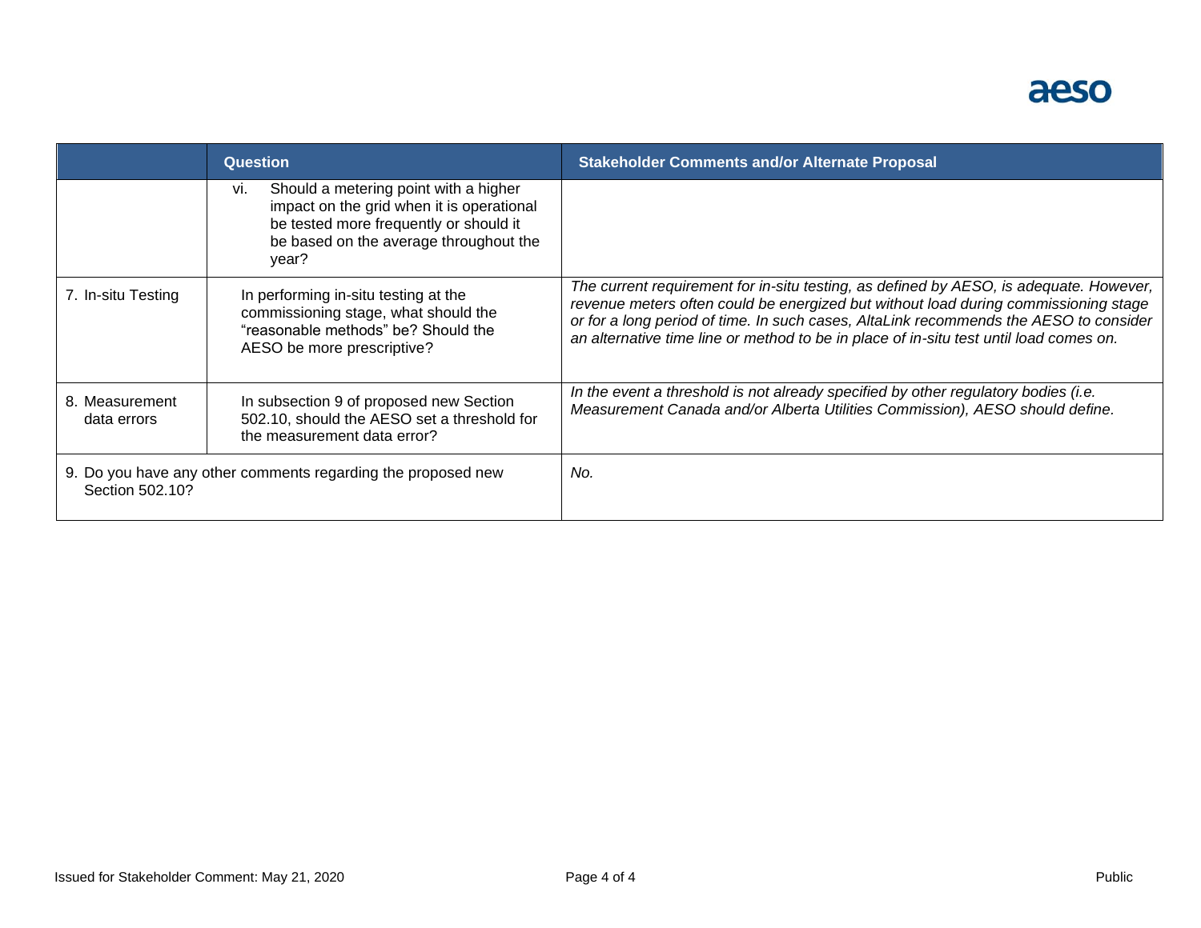| | Question | Stakeholder Comments and/or Alternate Proposal |
|---|---|---|
| | vi. Should a metering point with a higher impact on the grid when it is operational be tested more frequently or should it be based on the average throughout the year? | |
| 7. In-situ Testing | In performing in-situ testing at the commissioning stage, what should the “reasonable methods” be? Should the AESO be more prescriptive? | *The current requirement for in-situ testing, as defined by AESO, is adequate. However, revenue meters often could be energized but without load during commissioning stage or for a long period of time. In such cases, AltaLink recommends the AESO to consider an alternative time line or method to be in place of in-situ test until load comes on.* |
| 8. Measurement data errors | In subsection 9 of proposed new Section 502.10, should the AESO set a threshold for the measurement data error? | *In the event a threshold is not already specified by other regulatory bodies (i.e. Measurement Canada and/or Alberta Utilities Commission), AESO should define.* |
| 9. Do you have any other comments regarding the proposed new Section 502.10? | | *No.* |